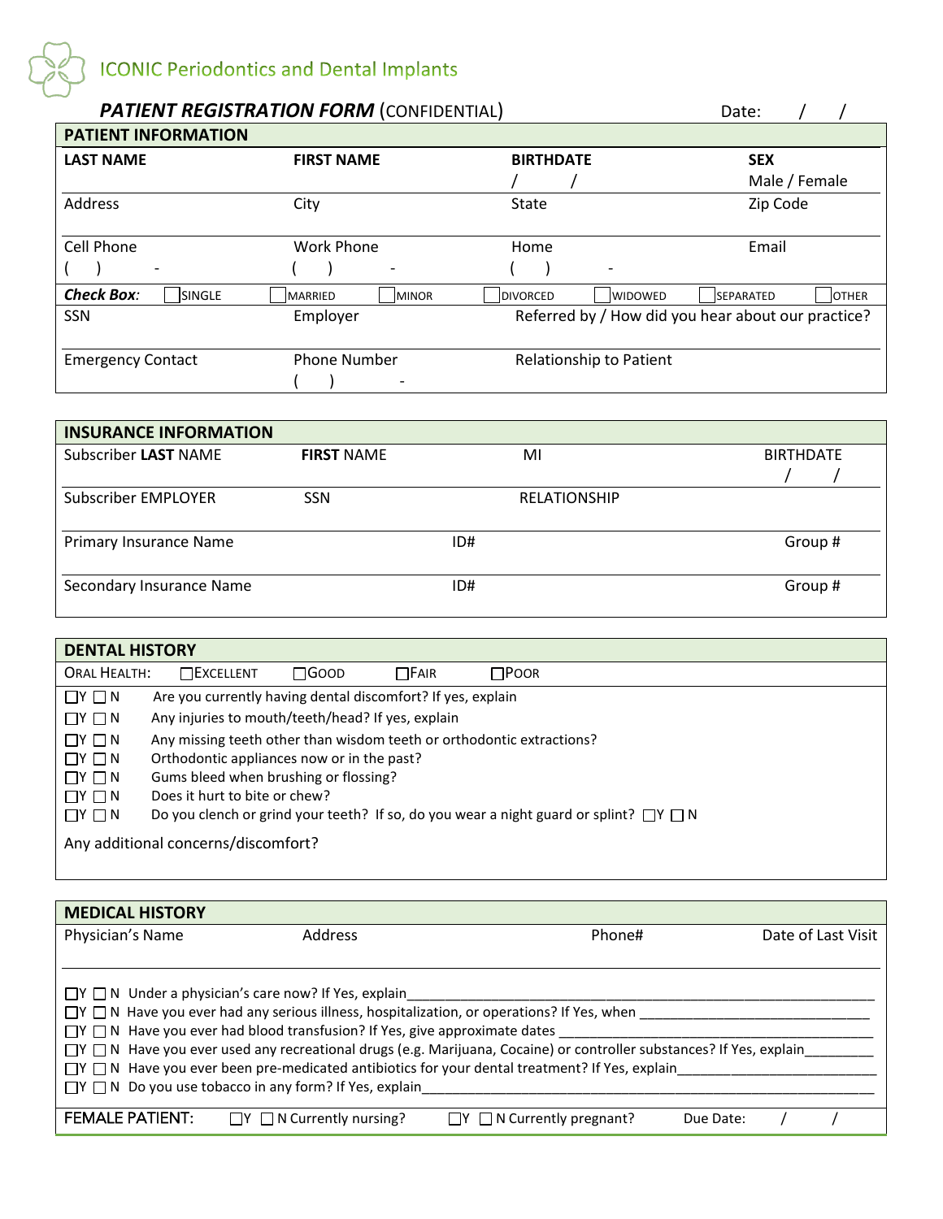ICONIC Periodontics and Dental Implants

## *PATIENT REGISTRATION FORM* (CONFIDENTIAL)

Date: / /

### PATIENT INFORMATION

| **LAST NAME** | **FIRST NAME** | **BIRTHDATE** | **SEX** |
|---|---|---|---|
| | | / / | Male / Female |
| Address | City | State | Zip Code |
| Cell Phone ( ) - | Work Phone ( ) - | Home ( ) - | Email |

***Check Box:*** ☐ SINGLE ☐ MARRIED ☐ MINOR ☐ DIVORCED ☐ WIDOWED ☐ SEPARATED ☐ OTHER

| SSN | Employer | Referred by / How did you hear about our practice? |
|---|---|---|
| Emergency Contact | Phone Number ( ) - | Relationship to Patient |

### INSURANCE INFORMATION

| Subscriber **LAST** NAME | **FIRST** NAME | MI | BIRTHDATE / / |
|---|---|---|---|
| Subscriber EMPLOYER | SSN | RELATIONSHIP | |
| Primary Insurance Name | ID# | | Group # |
| Secondary Insurance Name | ID# | | Group # |

### DENTAL HISTORY

ORAL HEALTH: ☐ EXCELLENT ☐ GOOD ☐ FAIR ☐ POOR

- ☐Y ☐N Are you currently having dental discomfort? If yes, explain
- ☐Y ☐N Any injuries to mouth/teeth/head? If yes, explain
- ☐Y ☐N Any missing teeth other than wisdom teeth or orthodontic extractions?
- ☐Y ☐N Orthodontic appliances now or in the past?
- ☐Y ☐N Gums bleed when brushing or flossing?
- ☐Y ☐N Does it hurt to bite or chew?
- ☐Y ☐N Do you clench or grind your teeth? If so, do you wear a night guard or splint? ☐Y ☐N

Any additional concerns/discomfort?

### MEDICAL HISTORY

| Physician's Name | Address | Phone# | Date of Last Visit |
|---|---|---|---|
| | | | |

- ☐Y ☐N Under a physician's care now? If Yes, explain________________________________________________________________
- ☐Y ☐N Have you ever had any serious illness, hospitalization, or operations? If Yes, when ______________________________
- ☐Y ☐N Have you ever had blood transfusion? If Yes, give approximate dates ________________________________________
- ☐Y ☐N Have you ever used any recreational drugs (e.g. Marijuana, Cocaine) or controller substances? If Yes, explain_________
- ☐Y ☐N Have you ever been pre-medicated antibiotics for your dental treatment? If Yes, explain_________________________
- ☐Y ☐N Do you use tobacco in any form? If Yes, explain_________________________________________________________

FEMALE PATIENT: ☐Y ☐N Currently nursing? ☐Y ☐N Currently pregnant? Due Date: / /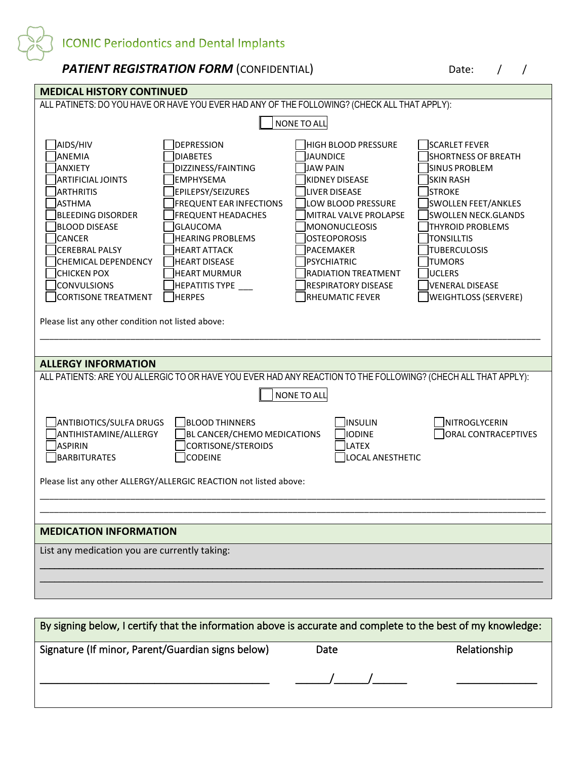ICONIC Periodontics and Dental Implants

***PATIENT REGISTRATION FORM*** (CONFIDENTIAL)

Date: / /

## MEDICAL HISTORY CONTINUED

ALL PATINETS: DO YOU HAVE OR HAVE YOU EVER HAD ANY OF THE FOLLOWING? (CHECK ALL THAT APPLY):

☐ NONE TO ALL

| | | | |
|---|---|---|---|
| ☐ AIDS/HIV | ☐ DEPRESSION | ☐ HIGH BLOOD PRESSURE | ☐ SCARLET FEVER |
| ☐ ANEMIA | ☐ DIABETES | ☐ JAUNDICE | ☐ SHORTNESS OF BREATH |
| ☐ ANXIETY | ☐ DIZZINESS/FAINTING | ☐ JAW PAIN | ☐ SINUS PROBLEM |
| ☐ ARTIFICIAL JOINTS | ☐ EMPHYSEMA | ☐ KIDNEY DISEASE | ☐ SKIN RASH |
| ☐ ARTHRITIS | ☐ EPILEPSY/SEIZURES | ☐ LIVER DISEASE | ☐ STROKE |
| ☐ ASTHMA | ☐ FREQUENT EAR INFECTIONS | ☐ LOW BLOOD PRESSURE | ☐ SWOLLEN FEET/ANKLES |
| ☐ BLEEDING DISORDER | ☐ FREQUENT HEADACHES | ☐ MITRAL VALVE PROLAPSE | ☐ SWOLLEN NECK.GLANDS |
| ☐ BLOOD DISEASE | ☐ GLAUCOMA | ☐ MONONUCLEOSIS | ☐ THYROID PROBLEMS |
| ☐ CANCER | ☐ HEARING PROBLEMS | ☐ OSTEOPOROSIS | ☐ TONSILLTIS |
| ☐ CEREBRAL PALSY | ☐ HEART ATTACK | ☐ PACEMAKER | ☐ TUBERCULOSIS |
| ☐ CHEMICAL DEPENDENCY | ☐ HEART DISEASE | ☐ PSYCHIATRIC | ☐ TUMORS |
| ☐ CHICKEN POX | ☐ HEART MURMUR | ☐ RADIATION TREATMENT | ☐ UCLERS |
| ☐ CONVULSIONS | ☐ HEPATITIS TYPE ___ | ☐ RESPIRATORY DISEASE | ☐ VENERAL DISEASE |
| ☐ CORTISONE TREATMENT | ☐ HERPES | ☐ RHEUMATIC FEVER | ☐ WEIGHTLOSS (SERVERE) |

Please list any other condition not listed above:

_______________________________________________________________________________

## ALLERGY INFORMATION

ALL PATIENTS: ARE YOU ALLERGIC TO OR HAVE YOU EVER HAD ANY REACTION TO THE FOLLOWING? (CHECH ALL THAT APPLY):

☐ NONE TO ALL

| | | | |
|---|---|---|---|
| ☐ ANTIBIOTICS/SULFA DRUGS | ☐ BLOOD THINNERS | ☐ INSULIN | ☐ NITROGLYCERIN |
| ☐ ANTIHISTAMINE/ALLERGY | ☐ BL CANCER/CHEMO MEDICATIONS | ☐ IODINE | ☐ ORAL CONTRACEPTIVES |
| ☐ ASPIRIN | ☐ CORTISONE/STEROIDS | ☐ LATEX | |
| ☐ BARBITURATES | ☐ CODEINE | ☐ LOCAL ANESTHETIC | |

Please list any other ALLERGY/ALLERGIC REACTION not listed above:

_______________________________________________________________________________

_______________________________________________________________________________

## MEDICATION INFORMATION

List any medication you are currently taking:

_______________________________________________________________________________

_______________________________________________________________________________

By signing below, I certify that the information above is accurate and complete to the best of my knowledge:

| Signature (If minor, Parent/Guardian signs below) | Date | Relationship |
|---|---|---|
| ______________________________ | _____/_____/_____ | ____________ |